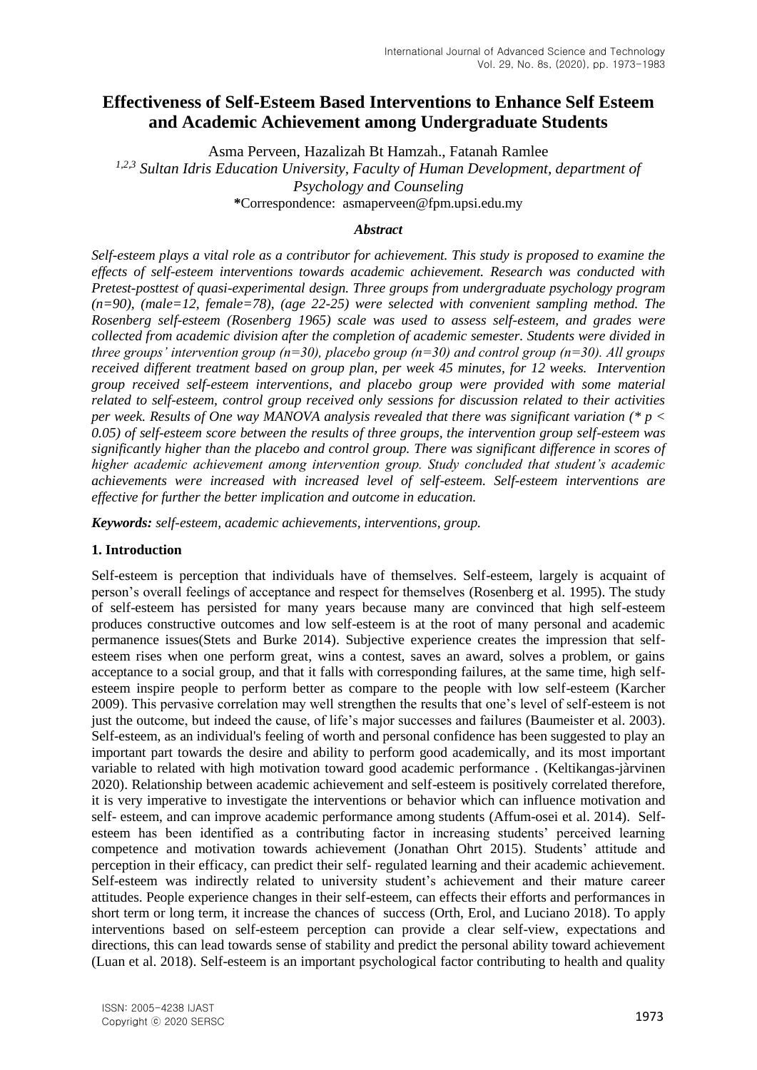# Effectiveness of Self-Esteem Based Interventions to Enhance Self Esteem and Academic Achievement among Undergraduate Students

Asma Perveen, Hazalizah Bt Hamzah., Fatanah Ramlee

[1,2,3] *Sultan Idris Education University, Faculty of Human Development, department of Psychology and Counseling*

**\***Correspondence: asmaperveen@fpm.upsi.edu.my

### *Abstract*

***Self-esteem plays a vital role as a contributor for achievement. This study is proposed to examine the effects of self-esteem interventions towards academic achievement. Research was conducted with Pretest-posttest of quasi-experimental design. Three groups from undergraduate psychology program (n=90), (male=12, female=78), (age 22-25) were selected with convenient sampling method. The Rosenberg self-esteem (Rosenberg 1965) scale was used to assess self-esteem, and grades were collected from academic division after the completion of academic semester. Students were divided in three groups' intervention group (n=30), placebo group (n=30) and control group (n=30). All groups received different treatment based on group plan, per week 45 minutes, for 12 weeks. Intervention group received self-esteem interventions, and placebo group were provided with some material related to self-esteem, control group received only sessions for discussion related to their activities per week. Results of One way MANOVA analysis revealed that there was significant variation (* $p < 0.05$) of self-esteem score between the results of three groups, the intervention group self-esteem was significantly higher than the placebo and control group. There was significant difference in scores of higher academic achievement among intervention group. Study concluded that student's academic achievements were increased with increased level of self-esteem. Self-esteem interventions are effective for further the better implication and outcome in education.***

***Keywords:*** *self-esteem, academic achievements, interventions, group.*

## 1. Introduction

Self-esteem is perception that individuals have of themselves. Self-esteem, largely is acquaint of person's overall feelings of acceptance and respect for themselves (Rosenberg et al. 1995). The study of self-esteem has persisted for many years because many are convinced that high self-esteem produces constructive outcomes and low self-esteem is at the root of many personal and academic permanence issues(Stets and Burke 2014). Subjective experience creates the impression that self-esteem rises when one perform great, wins a contest, saves an award, solves a problem, or gains acceptance to a social group, and that it falls with corresponding failures, at the same time, high self-esteem inspire people to perform better as compare to the people with low self-esteem (Karcher 2009). This pervasive correlation may well strengthen the results that one's level of self-esteem is not just the outcome, but indeed the cause, of life's major successes and failures (Baumeister et al. 2003). Self-esteem, as an individual's feeling of worth and personal confidence has been suggested to play an important part towards the desire and ability to perform good academically, and its most important variable to related with high motivation toward good academic performance . (Keltikangas-jàrvinen 2020). Relationship between academic achievement and self-esteem is positively correlated therefore, it is very imperative to investigate the interventions or behavior which can influence motivation and self- esteem, and can improve academic performance among students (Affum-osei et al. 2014). Self-esteem has been identified as a contributing factor in increasing students' perceived learning competence and motivation towards achievement (Jonathan Ohrt 2015). Students' attitude and perception in their efficacy, can predict their self- regulated learning and their academic achievement. Self-esteem was indirectly related to university student's achievement and their mature career attitudes. People experience changes in their self-esteem, can effects their efforts and performances in short term or long term, it increase the chances of success (Orth, Erol, and Luciano 2018). To apply interventions based on self-esteem perception can provide a clear self-view, expectations and directions, this can lead towards sense of stability and predict the personal ability toward achievement (Luan et al. 2018). Self-esteem is an important psychological factor contributing to health and quality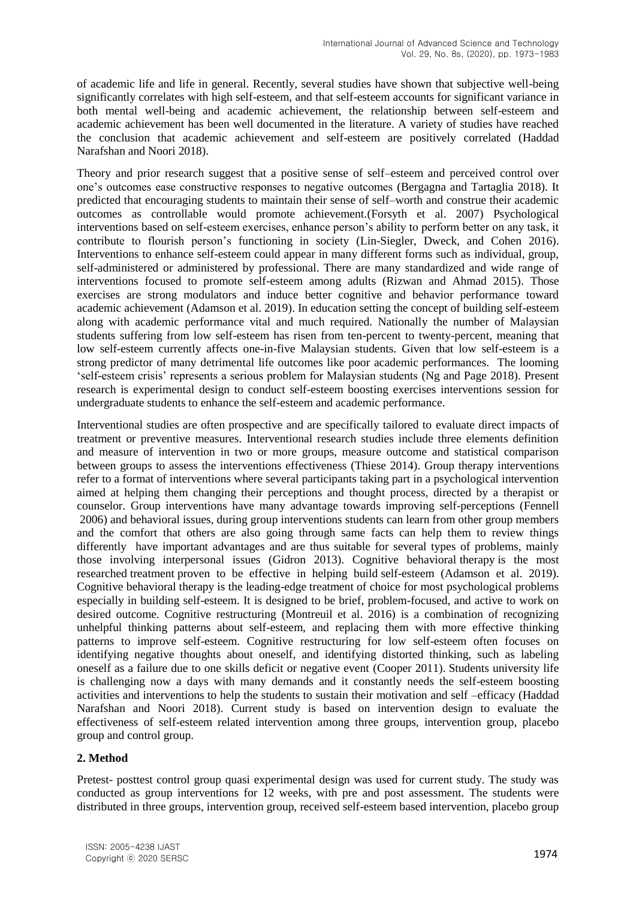of academic life and life in general. Recently, several studies have shown that subjective well-being significantly correlates with high self-esteem, and that self-esteem accounts for significant variance in both mental well-being and academic achievement, the relationship between self-esteem and academic achievement has been well documented in the literature. A variety of studies have reached the conclusion that academic achievement and self-esteem are positively correlated (Haddad Narafshan and Noori 2018).

Theory and prior research suggest that a positive sense of self–esteem and perceived control over one's outcomes ease constructive responses to negative outcomes (Bergagna and Tartaglia 2018). It predicted that encouraging students to maintain their sense of self–worth and construe their academic outcomes as controllable would promote achievement.(Forsyth et al. 2007) Psychological interventions based on self-esteem exercises, enhance person's ability to perform better on any task, it contribute to flourish person's functioning in society (Lin-Siegler, Dweck, and Cohen 2016). Interventions to enhance self-esteem could appear in many different forms such as individual, group, self-administered or administered by professional. There are many standardized and wide range of interventions focused to promote self-esteem among adults (Rizwan and Ahmad 2015). Those exercises are strong modulators and induce better cognitive and behavior performance toward academic achievement (Adamson et al. 2019). In education setting the concept of building self-esteem along with academic performance vital and much required. Nationally the number of Malaysian students suffering from low self-esteem has risen from ten-percent to twenty-percent, meaning that low self-esteem currently affects one-in-five Malaysian students. Given that low self-esteem is a strong predictor of many detrimental life outcomes like poor academic performances. The looming 'self-esteem crisis' represents a serious problem for Malaysian students (Ng and Page 2018). Present research is experimental design to conduct self-esteem boosting exercises interventions session for undergraduate students to enhance the self-esteem and academic performance.

Interventional studies are often prospective and are specifically tailored to evaluate direct impacts of treatment or preventive measures. Interventional research studies include three elements definition and measure of intervention in two or more groups, measure outcome and statistical comparison between groups to assess the interventions effectiveness (Thiese 2014). Group therapy interventions refer to a format of interventions where several participants taking part in a psychological intervention aimed at helping them changing their perceptions and thought process, directed by a therapist or counselor. Group interventions have many advantage towards improving self-perceptions (Fennell 2006) and behavioral issues, during group interventions students can learn from other group members and the comfort that others are also going through same facts can help them to review things differently have important advantages and are thus suitable for several types of problems, mainly those involving interpersonal issues (Gidron 2013). Cognitive behavioral therapy is the most researched treatment proven to be effective in helping build self-esteem (Adamson et al. 2019). Cognitive behavioral therapy is the leading-edge treatment of choice for most psychological problems especially in building self-esteem. It is designed to be brief, problem-focused, and active to work on desired outcome. Cognitive restructuring (Montreuil et al. 2016) is a combination of recognizing unhelpful thinking patterns about self-esteem, and replacing them with more effective thinking patterns to improve self-esteem. Cognitive restructuring for low self-esteem often focuses on identifying negative thoughts about oneself, and identifying distorted thinking, such as labeling oneself as a failure due to one skills deficit or negative event (Cooper 2011). Students university life is challenging now a days with many demands and it constantly needs the self-esteem boosting activities and interventions to help the students to sustain their motivation and self –efficacy (Haddad Narafshan and Noori 2018). Current study is based on intervention design to evaluate the effectiveness of self-esteem related intervention among three groups, intervention group, placebo group and control group.

## 2. Method

Pretest- posttest control group quasi experimental design was used for current study. The study was conducted as group interventions for 12 weeks, with pre and post assessment. The students were distributed in three groups, intervention group, received self-esteem based intervention, placebo group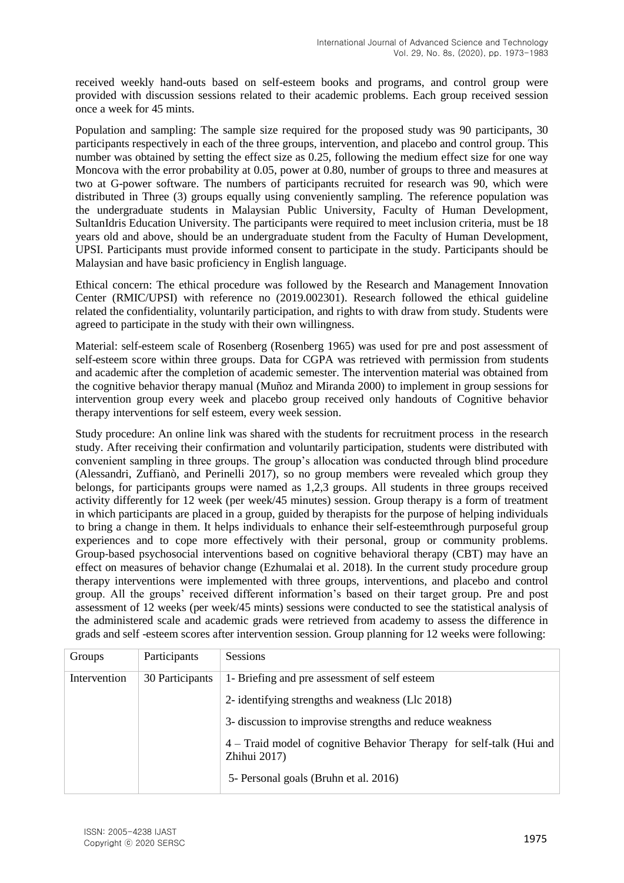received weekly hand-outs based on self-esteem books and programs, and control group were provided with discussion sessions related to their academic problems. Each group received session once a week for 45 mints.

Population and sampling: The sample size required for the proposed study was 90 participants, 30 participants respectively in each of the three groups, intervention, and placebo and control group. This number was obtained by setting the effect size as 0.25, following the medium effect size for one way Moncova with the error probability at 0.05, power at 0.80, number of groups to three and measures at two at G-power software. The numbers of participants recruited for research was 90, which were distributed in Three (3) groups equally using conveniently sampling. The reference population was the undergraduate students in Malaysian Public University, Faculty of Human Development, SultanIdris Education University. The participants were required to meet inclusion criteria, must be 18 years old and above, should be an undergraduate student from the Faculty of Human Development, UPSI. Participants must provide informed consent to participate in the study. Participants should be Malaysian and have basic proficiency in English language.

Ethical concern: The ethical procedure was followed by the Research and Management Innovation Center (RMIC/UPSI) with reference no (2019.002301). Research followed the ethical guideline related the confidentiality, voluntarily participation, and rights to with draw from study. Students were agreed to participate in the study with their own willingness.

Material: self-esteem scale of Rosenberg (Rosenberg 1965) was used for pre and post assessment of self-esteem score within three groups. Data for CGPA was retrieved with permission from students and academic after the completion of academic semester. The intervention material was obtained from the cognitive behavior therapy manual (Muñoz and Miranda 2000) to implement in group sessions for intervention group every week and placebo group received only handouts of Cognitive behavior therapy interventions for self esteem, every week session.

Study procedure: An online link was shared with the students for recruitment process in the research study. After receiving their confirmation and voluntarily participation, students were distributed with convenient sampling in three groups. The group's allocation was conducted through blind procedure (Alessandri, Zuffianò, and Perinelli 2017), so no group members were revealed which group they belongs, for participants groups were named as 1,2,3 groups. All students in three groups received activity differently for 12 week (per week/45 minutes) session. Group therapy is a form of treatment in which participants are placed in a group, guided by therapists for the purpose of helping individuals to bring a change in them. It helps individuals to enhance their self-esteemthrough purposeful group experiences and to cope more effectively with their personal, group or community problems. Group-based psychosocial interventions based on cognitive behavioral therapy (CBT) may have an effect on measures of behavior change (Ezhumalai et al. 2018). In the current study procedure group therapy interventions were implemented with three groups, interventions, and placebo and control group. All the groups' received different information's based on their target group. Pre and post assessment of 12 weeks (per week/45 mints) sessions were conducted to see the statistical analysis of the administered scale and academic grads were retrieved from academy to assess the difference in grads and self -esteem scores after intervention session. Group planning for 12 weeks were following:

| Groups | Participants | Sessions |
|---|---|---|
| Intervention | 30 Participants | 1- Briefing and pre assessment of self esteem |
| | | 2- identifying strengths and weakness (Llc 2018) |
| | | 3- discussion to improvise strengths and reduce weakness |
| | | 4 – Traid model of cognitive Behavior Therapy for self-talk (Hui and Zhihui 2017) |
| | | 5- Personal goals (Bruhn et al. 2016) |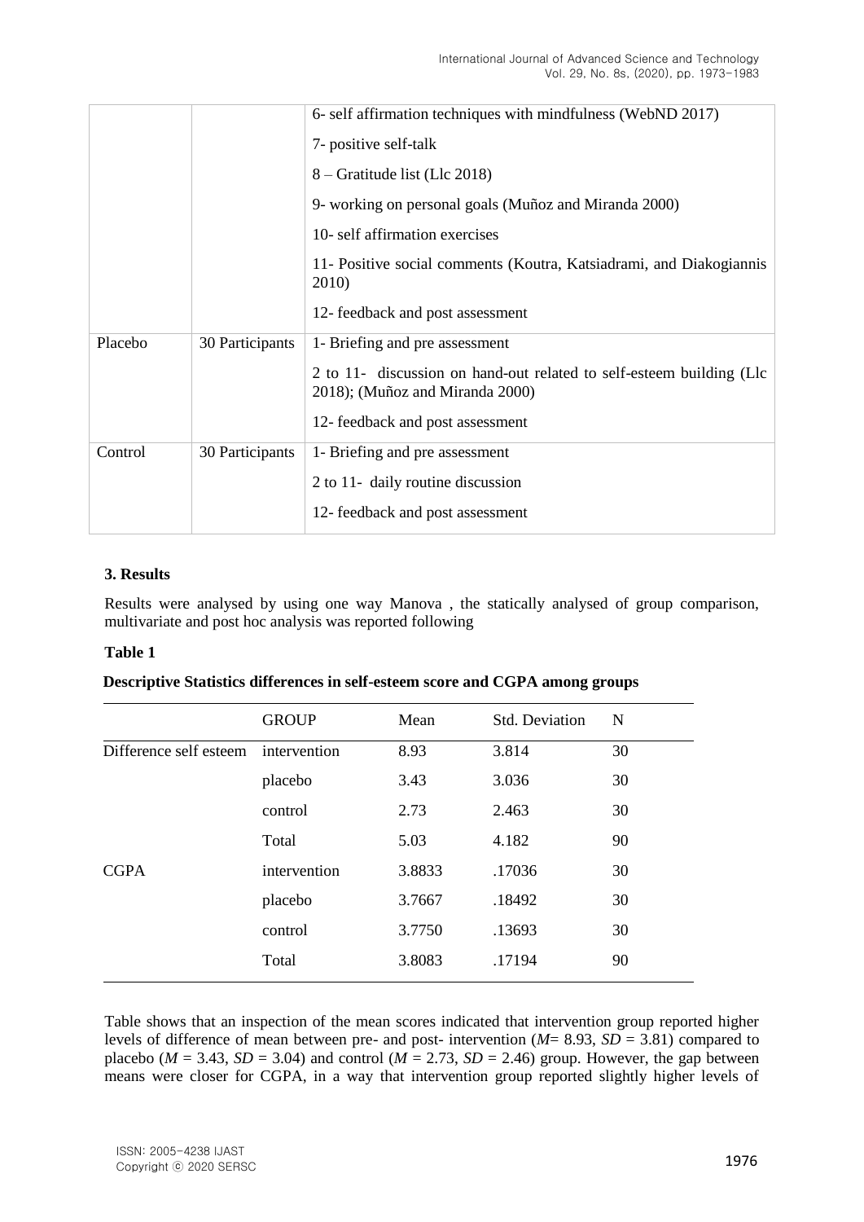| | | 6- self affirmation techniques with mindfulness (WebND 2017) |
|---|---|---|
| | | 7- positive self-talk |
| | | 8 – Gratitude list (Llc 2018) |
| | | 9- working on personal goals (Muñoz and Miranda 2000) |
| | | 10- self affirmation exercises |
| | | 11- Positive social comments (Koutra, Katsiadrami, and Diakogiannis 2010) |
| | | 12- feedback and post assessment |
| Placebo | 30 Participants | 1- Briefing and pre assessment |
| | | 2 to 11- discussion on hand-out related to self-esteem building (Llc 2018); (Muñoz and Miranda 2000) |
| | | 12- feedback and post assessment |
| Control | 30 Participants | 1- Briefing and pre assessment |
| | | 2 to 11- daily routine discussion |
| | | 12- feedback and post assessment |

### 3. Results

Results were analysed by using one way Manova , the statically analysed of group comparison, multivariate and post hoc analysis was reported following

**Table 1**

**Descriptive Statistics differences in self-esteem score and CGPA among groups**

| | GROUP | Mean | Std. Deviation | N |
|---|---|---|---|---|
| Difference self esteem | intervention | 8.93 | 3.814 | 30 |
| | placebo | 3.43 | 3.036 | 30 |
| | control | 2.73 | 2.463 | 30 |
| | Total | 5.03 | 4.182 | 90 |
| CGPA | intervention | 3.8833 | .17036 | 30 |
| | placebo | 3.7667 | .18492 | 30 |
| | control | 3.7750 | .13693 | 30 |
| | Total | 3.8083 | .17194 | 90 |

Table shows that an inspection of the mean scores indicated that intervention group reported higher levels of difference of mean between pre- and post- intervention ($M$= 8.93, $SD$ = 3.81) compared to placebo ($M$ = 3.43, $SD$ = 3.04) and control ($M$ = 2.73, $SD$ = 2.46) group. However, the gap between means were closer for CGPA, in a way that intervention group reported slightly higher levels of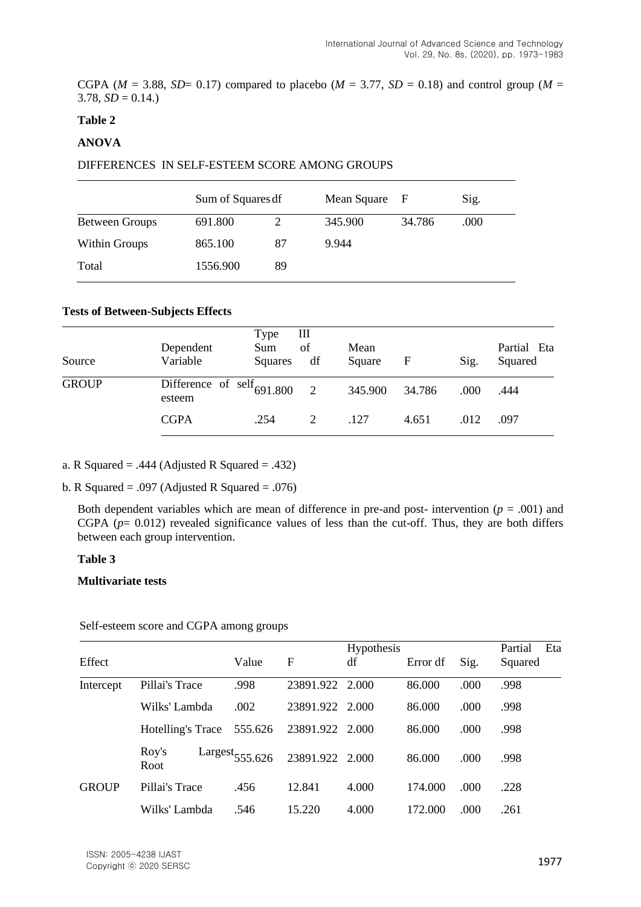CGPA ($M$ = 3.88, $SD$= 0.17) compared to placebo ($M$ = 3.77, $SD$ = 0.18) and control group ($M$ = 3.78, $SD$ = 0.14.)

**Table 2**

**ANOVA**

DIFFERENCES IN SELF-ESTEEM SCORE AMONG GROUPS

| | Sum of Squares | df | Mean Square | F | Sig. |
|---|---|---|---|---|---|
| Between Groups | 691.800 | 2 | 345.900 | 34.786 | .000 |
| Within Groups | 865.100 | 87 | 9.944 | | |
| Total | 1556.900 | 89 | | | |

**Tests of Between-Subjects Effects**

| Source | Dependent Variable | Type III Sum of Squares | df | Mean Square | F | Sig. | Partial Eta Squared |
|---|---|---|---|---|---|---|---|
| GROUP | Difference of self esteem | 691.800 | 2 | 345.900 | 34.786 | .000 | .444 |
| | CGPA | .254 | 2 | .127 | 4.651 | .012 | .097 |

a. R Squared = .444 (Adjusted R Squared = .432)

b. R Squared = .097 (Adjusted R Squared = .076)

Both dependent variables which are mean of difference in pre-and post- intervention ($p$ = .001) and CGPA ($p$= 0.012) revealed significance values of less than the cut-off. Thus, they are both differs between each group intervention.

**Table 3**

**Multivariate tests**

Self-esteem score and CGPA among groups

| Effect | | Value | F | Hypothesis df | Error df | Sig. | Partial Eta Squared |
|---|---|---|---|---|---|---|---|
| Intercept | Pillai's Trace | .998 | 23891.922 | 2.000 | 86.000 | .000 | .998 |
| | Wilks' Lambda | .002 | 23891.922 | 2.000 | 86.000 | .000 | .998 |
| | Hotelling's Trace | 555.626 | 23891.922 | 2.000 | 86.000 | .000 | .998 |
| | Roy's Largest Root | 555.626 | 23891.922 | 2.000 | 86.000 | .000 | .998 |
| GROUP | Pillai's Trace | .456 | 12.841 | 4.000 | 174.000 | .000 | .228 |
| | Wilks' Lambda | .546 | 15.220 | 4.000 | 172.000 | .000 | .261 |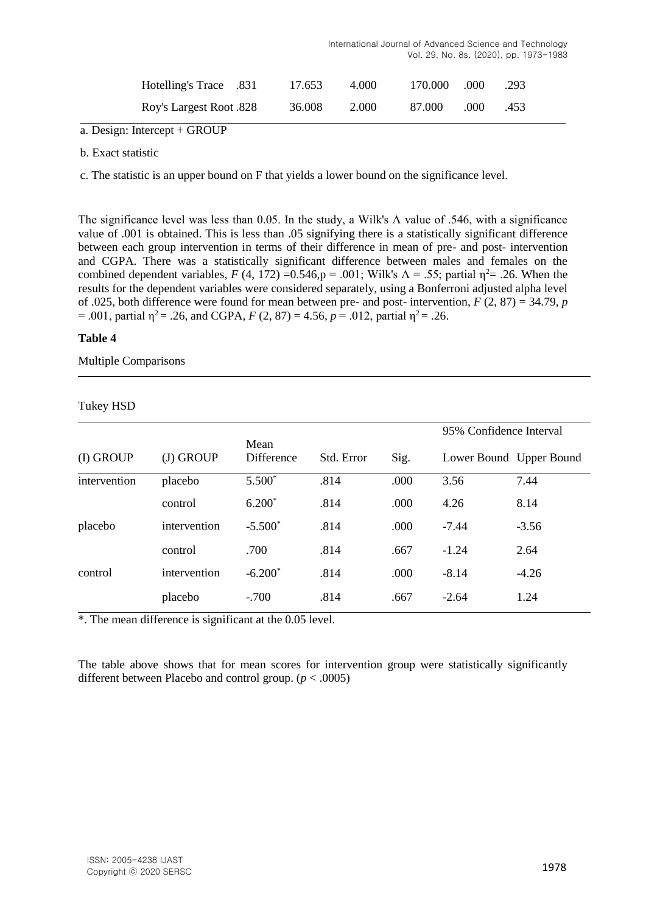| | | | | | | |
|---|---|---|---|---|---|---|
| Hotelling's Trace | .831 | 17.653 | 4.000 | 170.000 | .000 | .293 |
| Roy's Largest Root | .828 | 36.008 | 2.000 | 87.000 | .000 | .453 |

a. Design: Intercept + GROUP

b. Exact statistic

c. The statistic is an upper bound on F that yields a lower bound on the significance level.

The significance level was less than 0.05. In the study, a Wilk's Λ value of .546, with a significance value of .001 is obtained. This is less than .05 signifying there is a statistically significant difference between each group intervention in terms of their difference in mean of pre- and post- intervention and CGPA. There was a statistically significant difference between males and females on the combined dependent variables, $F$ (4, 172) =0.546,p = .001; Wilk's Λ = .55; partial $\eta^2$= .26. When the results for the dependent variables were considered separately, using a Bonferroni adjusted alpha level of .025, both difference were found for mean between pre- and post- intervention, $F$ (2, 87) = 34.79, $p$ = .001, partial $\eta^2$ = .26, and CGPA, $F$ (2, 87) = 4.56, $p$ = .012, partial $\eta^2$ = .26.

**Table 4**

Multiple Comparisons

Tukey HSD

| (I) GROUP | (J) GROUP | Mean Difference | Std. Error | Sig. | 95% Confidence Interval Lower Bound | 95% Confidence Interval Upper Bound |
|---|---|---|---|---|---|---|
| intervention | placebo | 5.500* | .814 | .000 | 3.56 | 7.44 |
| | control | 6.200* | .814 | .000 | 4.26 | 8.14 |
| placebo | intervention | -5.500* | .814 | .000 | -7.44 | -3.56 |
| | control | .700 | .814 | .667 | -1.24 | 2.64 |
| control | intervention | -6.200* | .814 | .000 | -8.14 | -4.26 |
| | placebo | -.700 | .814 | .667 | -2.64 | 1.24 |

*. The mean difference is significant at the 0.05 level.

The table above shows that for mean scores for intervention group were statistically significantly different between Placebo and control group. ($p < .0005$)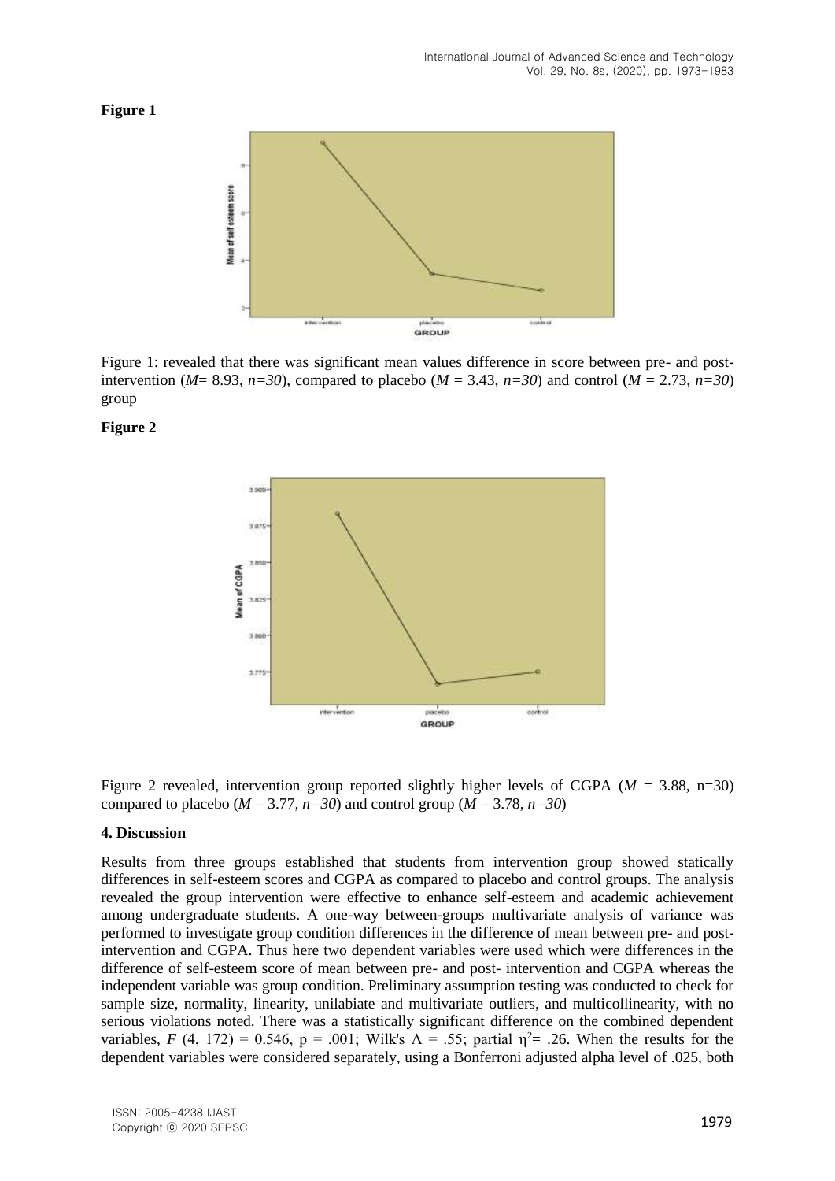**Figure 1**

Figure 1: revealed that there was significant mean values difference in score between pre- and post-intervention (*M*= 8.93, *n=30*), compared to placebo (*M* = 3.43, *n=30*) and control (*M* = 2.73, *n=30*) group

**Figure 2**

Figure 2 revealed, intervention group reported slightly higher levels of CGPA (*M* = 3.88, n=30) compared to placebo (*M* = 3.77, *n=30*) and control group (*M* = 3.78, *n=30*)

## 4. Discussion

Results from three groups established that students from intervention group showed statically differences in self-esteem scores and CGPA as compared to placebo and control groups. The analysis revealed the group intervention were effective to enhance self-esteem and academic achievement among undergraduate students. A one-way between-groups multivariate analysis of variance was performed to investigate group condition differences in the difference of mean between pre- and post-intervention and CGPA. Thus here two dependent variables were used which were differences in the difference of self-esteem score of mean between pre- and post- intervention and CGPA whereas the independent variable was group condition. Preliminary assumption testing was conducted to check for sample size, normality, linearity, unilabiate and multivariate outliers, and multicollinearity, with no serious violations noted. There was a statistically significant difference on the combined dependent variables, $F$ (4, 172) = 0.546, p = .001; Wilk's $\Lambda$ = .55; partial $\eta^2$= .26. When the results for the dependent variables were considered separately, using a Bonferroni adjusted alpha level of .025, both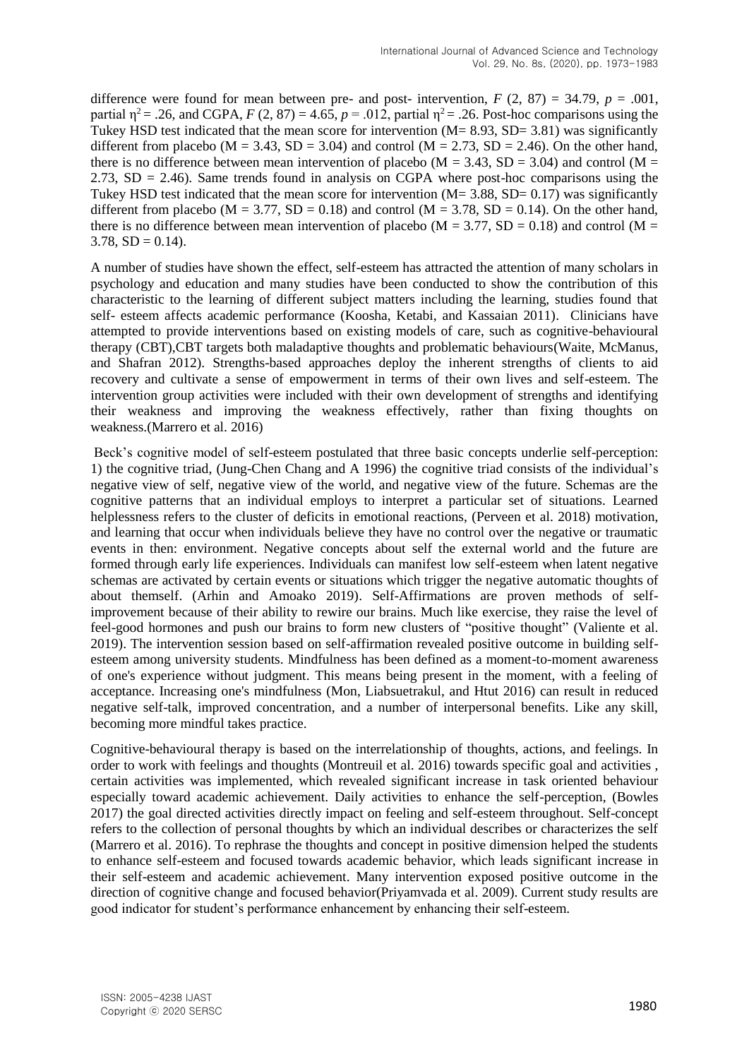difference were found for mean between pre- and post- intervention, $F(2, 87) = 34.79$, $p = .001$, partial $\eta^2 = .26$, and CGPA, $F(2, 87) = 4.65$, $p = .012$, partial $\eta^2 = .26$. Post-hoc comparisons using the Tukey HSD test indicated that the mean score for intervention ($M = 8.93$, $SD = 3.81$) was significantly different from placebo ($M = 3.43$, $SD = 3.04$) and control ($M = 2.73$, $SD = 2.46$). On the other hand, there is no difference between mean intervention of placebo ($M = 3.43$, $SD = 3.04$) and control ($M = 2.73$, $SD = 2.46$). Same trends found in analysis on CGPA where post-hoc comparisons using the Tukey HSD test indicated that the mean score for intervention ($M = 3.88$, $SD = 0.17$) was significantly different from placebo ($M = 3.77$, $SD = 0.18$) and control ($M = 3.78$, $SD = 0.14$). On the other hand, there is no difference between mean intervention of placebo ($M = 3.77$, $SD = 0.18$) and control ($M = 3.78$, $SD = 0.14$).

A number of studies have shown the effect, self-esteem has attracted the attention of many scholars in psychology and education and many studies have been conducted to show the contribution of this characteristic to the learning of different subject matters including the learning, studies found that self- esteem affects academic performance (Koosha, Ketabi, and Kassaian 2011). Clinicians have attempted to provide interventions based on existing models of care, such as cognitive-behavioural therapy (CBT),CBT targets both maladaptive thoughts and problematic behaviours(Waite, McManus, and Shafran 2012). Strengths-based approaches deploy the inherent strengths of clients to aid recovery and cultivate a sense of empowerment in terms of their own lives and self-esteem. The intervention group activities were included with their own development of strengths and identifying their weakness and improving the weakness effectively, rather than fixing thoughts on weakness.(Marrero et al. 2016)

Beck's cognitive model of self-esteem postulated that three basic concepts underlie self-perception: 1) the cognitive triad, (Jung-Chen Chang and A 1996) the cognitive triad consists of the individual's negative view of self, negative view of the world, and negative view of the future. Schemas are the cognitive patterns that an individual employs to interpret a particular set of situations. Learned helplessness refers to the cluster of deficits in emotional reactions, (Perveen et al. 2018) motivation, and learning that occur when individuals believe they have no control over the negative or traumatic events in then: environment. Negative concepts about self the external world and the future are formed through early life experiences. Individuals can manifest low self-esteem when latent negative schemas are activated by certain events or situations which trigger the negative automatic thoughts of about themself. (Arhin and Amoako 2019). Self-Affirmations are proven methods of self-improvement because of their ability to rewire our brains. Much like exercise, they raise the level of feel-good hormones and push our brains to form new clusters of "positive thought" (Valiente et al. 2019). The intervention session based on self-affirmation revealed positive outcome in building self-esteem among university students. Mindfulness has been defined as a moment-to-moment awareness of one's experience without judgment. This means being present in the moment, with a feeling of acceptance. Increasing one's mindfulness (Mon, Liabsuetrakul, and Htut 2016) can result in reduced negative self-talk, improved concentration, and a number of interpersonal benefits. Like any skill, becoming more mindful takes practice.

Cognitive-behavioural therapy is based on the interrelationship of thoughts, actions, and feelings. In order to work with feelings and thoughts (Montreuil et al. 2016) towards specific goal and activities , certain activities was implemented, which revealed significant increase in task oriented behaviour especially toward academic achievement. Daily activities to enhance the self-perception, (Bowles 2017) the goal directed activities directly impact on feeling and self-esteem throughout. Self-concept refers to the collection of personal thoughts by which an individual describes or characterizes the self (Marrero et al. 2016). To rephrase the thoughts and concept in positive dimension helped the students to enhance self-esteem and focused towards academic behavior, which leads significant increase in their self-esteem and academic achievement. Many intervention exposed positive outcome in the direction of cognitive change and focused behavior(Priyamvada et al. 2009). Current study results are good indicator for student's performance enhancement by enhancing their self-esteem.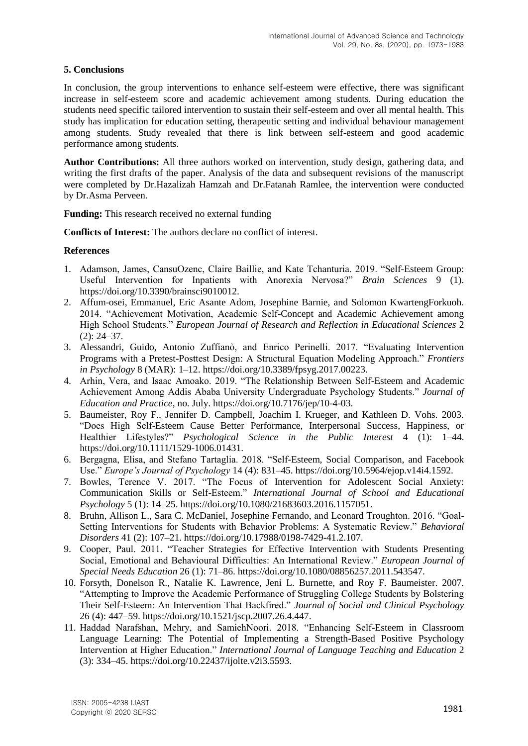## 5. Conclusions

In conclusion, the group interventions to enhance self-esteem were effective, there was significant increase in self-esteem score and academic achievement among students. During education the students need specific tailored intervention to sustain their self-esteem and over all mental health. This study has implication for education setting, therapeutic setting and individual behaviour management among students. Study revealed that there is link between self-esteem and good academic performance among students.

**Author Contributions:** All three authors worked on intervention, study design, gathering data, and writing the first drafts of the paper. Analysis of the data and subsequent revisions of the manuscript were completed by Dr.Hazalizah Hamzah and Dr.Fatanah Ramlee, the intervention were conducted by Dr.Asma Perveen.

**Funding:** This research received no external funding

**Conflicts of Interest:** The authors declare no conflict of interest.

### References

1. Adamson, James, CansuOzenc, Claire Baillie, and Kate Tchanturia. 2019. "Self-Esteem Group: Useful Intervention for Inpatients with Anorexia Nervosa?" *Brain Sciences* 9 (1). https://doi.org/10.3390/brainsci9010012.
2. Affum-osei, Emmanuel, Eric Asante Adom, Josephine Barnie, and Solomon KwartengForkuoh. 2014. "Achievement Motivation, Academic Self-Concept and Academic Achievement among High School Students." *European Journal of Research and Reflection in Educational Sciences* 2 (2): 24–37.
3. Alessandri, Guido, Antonio Zuffianò, and Enrico Perinelli. 2017. "Evaluating Intervention Programs with a Pretest-Posttest Design: A Structural Equation Modeling Approach." *Frontiers in Psychology* 8 (MAR): 1–12. https://doi.org/10.3389/fpsyg.2017.00223.
4. Arhin, Vera, and Isaac Amoako. 2019. "The Relationship Between Self-Esteem and Academic Achievement Among Addis Ababa University Undergraduate Psychology Students." *Journal of Education and Practice*, no. July. https://doi.org/10.7176/jep/10-4-03.
5. Baumeister, Roy F., Jennifer D. Campbell, Joachim I. Krueger, and Kathleen D. Vohs. 2003. "Does High Self-Esteem Cause Better Performance, Interpersonal Success, Happiness, or Healthier Lifestyles?" *Psychological Science in the Public Interest* 4 (1): 1–44. https://doi.org/10.1111/1529-1006.01431.
6. Bergagna, Elisa, and Stefano Tartaglia. 2018. "Self-Esteem, Social Comparison, and Facebook Use." *Europe's Journal of Psychology* 14 (4): 831–45. https://doi.org/10.5964/ejop.v14i4.1592.
7. Bowles, Terence V. 2017. "The Focus of Intervention for Adolescent Social Anxiety: Communication Skills or Self-Esteem." *International Journal of School and Educational Psychology* 5 (1): 14–25. https://doi.org/10.1080/21683603.2016.1157051.
8. Bruhn, Allison L., Sara C. McDaniel, Josephine Fernando, and Leonard Troughton. 2016. "Goal-Setting Interventions for Students with Behavior Problems: A Systematic Review." *Behavioral Disorders* 41 (2): 107–21. https://doi.org/10.17988/0198-7429-41.2.107.
9. Cooper, Paul. 2011. "Teacher Strategies for Effective Intervention with Students Presenting Social, Emotional and Behavioural Difficulties: An International Review." *European Journal of Special Needs Education* 26 (1): 71–86. https://doi.org/10.1080/08856257.2011.543547.
10. Forsyth, Donelson R., Natalie K. Lawrence, Jeni L. Burnette, and Roy F. Baumeister. 2007. "Attempting to Improve the Academic Performance of Struggling College Students by Bolstering Their Self-Esteem: An Intervention That Backfired." *Journal of Social and Clinical Psychology* 26 (4): 447–59. https://doi.org/10.1521/jscp.2007.26.4.447.
11. Haddad Narafshan, Mehry, and SamiehNoori. 2018. "Enhancing Self-Esteem in Classroom Language Learning: The Potential of Implementing a Strength-Based Positive Psychology Intervention at Higher Education." *International Journal of Language Teaching and Education* 2 (3): 334–45. https://doi.org/10.22437/ijolte.v2i3.5593.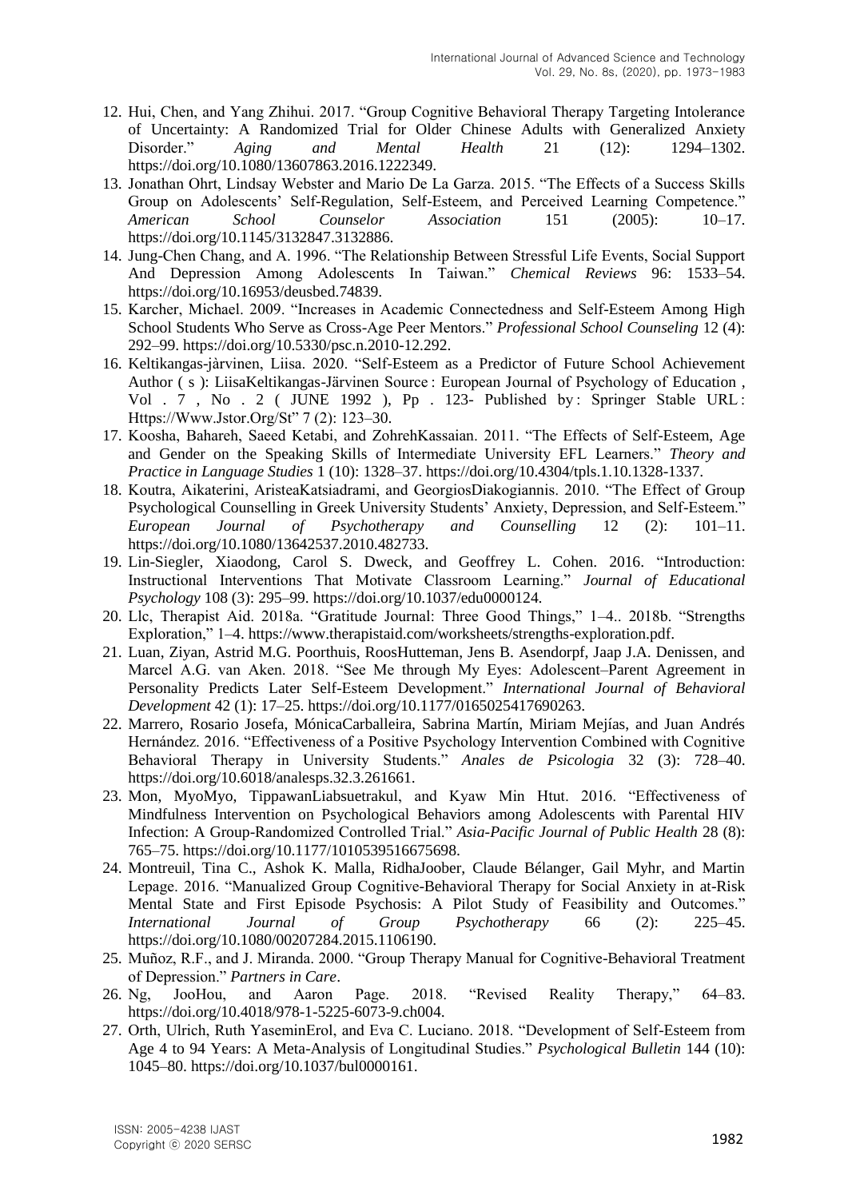12. Hui, Chen, and Yang Zhihui. 2017. "Group Cognitive Behavioral Therapy Targeting Intolerance of Uncertainty: A Randomized Trial for Older Chinese Adults with Generalized Anxiety Disorder." *Aging and Mental Health* 21 (12): 1294–1302. https://doi.org/10.1080/13607863.2016.1222349.
13. Jonathan Ohrt, Lindsay Webster and Mario De La Garza. 2015. "The Effects of a Success Skills Group on Adolescents' Self-Regulation, Self-Esteem, and Perceived Learning Competence." *American School Counselor Association* 151 (2005): 10–17. https://doi.org/10.1145/3132847.3132886.
14. Jung-Chen Chang, and A. 1996. "The Relationship Between Stressful Life Events, Social Support And Depression Among Adolescents In Taiwan." *Chemical Reviews* 96: 1533–54. https://doi.org/10.16953/deusbed.74839.
15. Karcher, Michael. 2009. "Increases in Academic Connectedness and Self-Esteem Among High School Students Who Serve as Cross-Age Peer Mentors." *Professional School Counseling* 12 (4): 292–99. https://doi.org/10.5330/psc.n.2010-12.292.
16. Keltikangas-jàrvinen, Liisa. 2020. "Self-Esteem as a Predictor of Future School Achievement Author ( s ): LiisaKeltikangas-Järvinen Source : European Journal of Psychology of Education , Vol . 7 , No . 2 ( JUNE 1992 ), Pp . 123- Published by : Springer Stable URL : Https://Www.Jstor.Org/St" 7 (2): 123–30.
17. Koosha, Bahareh, Saeed Ketabi, and ZohrehKassaian. 2011. "The Effects of Self-Esteem, Age and Gender on the Speaking Skills of Intermediate University EFL Learners." *Theory and Practice in Language Studies* 1 (10): 1328–37. https://doi.org/10.4304/tpls.1.10.1328-1337.
18. Koutra, Aikaterini, AristeaKatsiadrami, and GeorgiosDiakogiannis. 2010. "The Effect of Group Psychological Counselling in Greek University Students' Anxiety, Depression, and Self-Esteem." *European Journal of Psychotherapy and Counselling* 12 (2): 101–11. https://doi.org/10.1080/13642537.2010.482733.
19. Lin-Siegler, Xiaodong, Carol S. Dweck, and Geoffrey L. Cohen. 2016. "Introduction: Instructional Interventions That Motivate Classroom Learning." *Journal of Educational Psychology* 108 (3): 295–99. https://doi.org/10.1037/edu0000124.
20. Llc, Therapist Aid. 2018a. "Gratitude Journal: Three Good Things," 1–4.. 2018b. "Strengths Exploration," 1–4. https://www.therapistaid.com/worksheets/strengths-exploration.pdf.
21. Luan, Ziyan, Astrid M.G. Poorthuis, RoosHutteman, Jens B. Asendorpf, Jaap J.A. Denissen, and Marcel A.G. van Aken. 2018. "See Me through My Eyes: Adolescent–Parent Agreement in Personality Predicts Later Self-Esteem Development." *International Journal of Behavioral Development* 42 (1): 17–25. https://doi.org/10.1177/0165025417690263.
22. Marrero, Rosario Josefa, MónicaCarballeira, Sabrina Martín, Miriam Mejías, and Juan Andrés Hernández. 2016. "Effectiveness of a Positive Psychology Intervention Combined with Cognitive Behavioral Therapy in University Students." *Anales de Psicologia* 32 (3): 728–40. https://doi.org/10.6018/analesps.32.3.261661.
23. Mon, MyoMyo, TippawanLiabsuetrakul, and Kyaw Min Htut. 2016. "Effectiveness of Mindfulness Intervention on Psychological Behaviors among Adolescents with Parental HIV Infection: A Group-Randomized Controlled Trial." *Asia-Pacific Journal of Public Health* 28 (8): 765–75. https://doi.org/10.1177/1010539516675698.
24. Montreuil, Tina C., Ashok K. Malla, RidhaJoober, Claude Bélanger, Gail Myhr, and Martin Lepage. 2016. "Manualized Group Cognitive-Behavioral Therapy for Social Anxiety in at-Risk Mental State and First Episode Psychosis: A Pilot Study of Feasibility and Outcomes." *International Journal of Group Psychotherapy* 66 (2): 225–45. https://doi.org/10.1080/00207284.2015.1106190.
25. Muñoz, R.F., and J. Miranda. 2000. "Group Therapy Manual for Cognitive-Behavioral Treatment of Depression." *Partners in Care*.
26. Ng, JooHou, and Aaron Page. 2018. "Revised Reality Therapy," 64–83. https://doi.org/10.4018/978-1-5225-6073-9.ch004.
27. Orth, Ulrich, Ruth YaseminErol, and Eva C. Luciano. 2018. "Development of Self-Esteem from Age 4 to 94 Years: A Meta-Analysis of Longitudinal Studies." *Psychological Bulletin* 144 (10): 1045–80. https://doi.org/10.1037/bul0000161.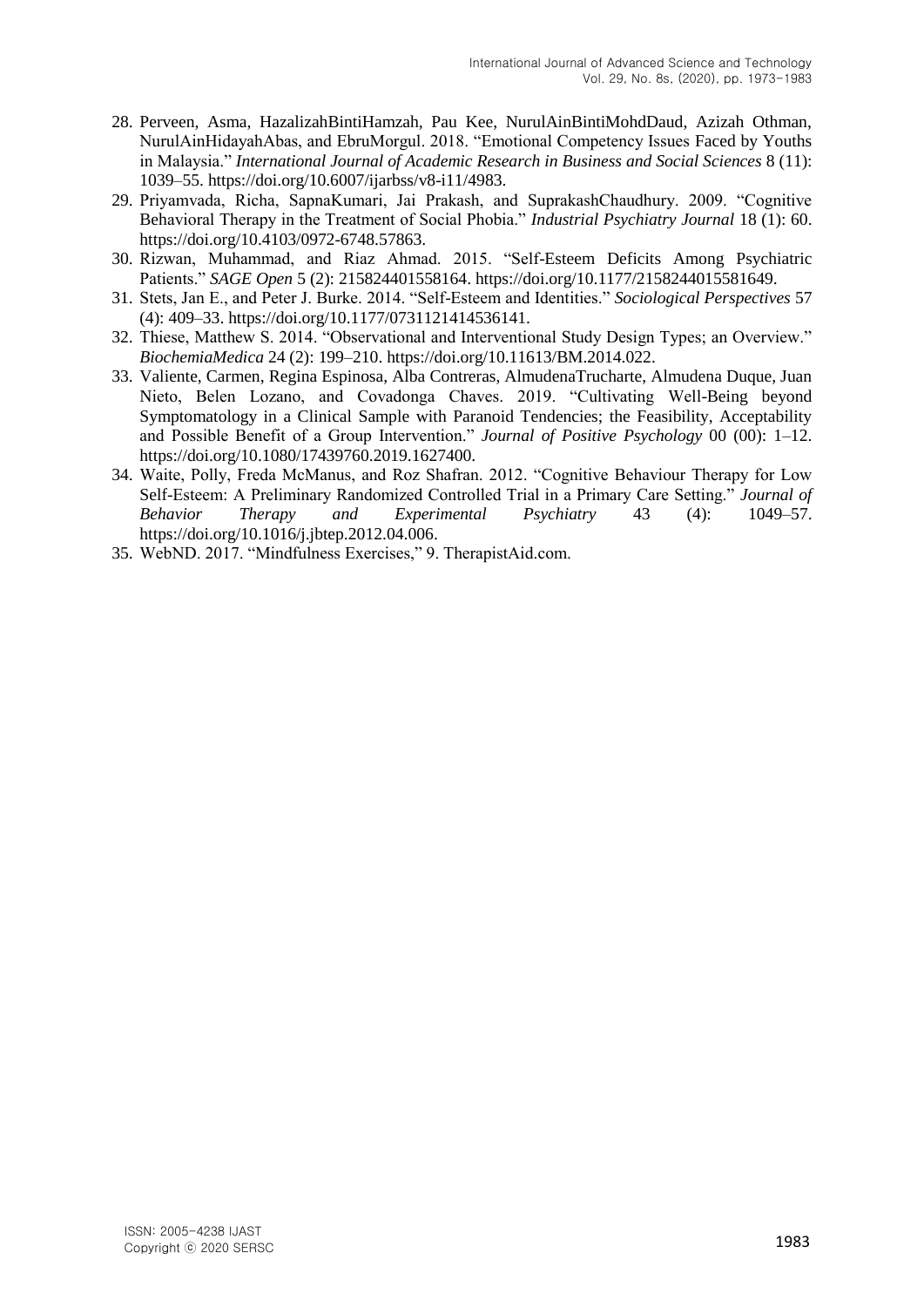28. Perveen, Asma, HazalizahBintiHamzah, Pau Kee, NurulAinBintiMohdDaud, Azizah Othman, NurulAinHidayahAbas, and EbruMorgul. 2018. "Emotional Competency Issues Faced by Youths in Malaysia." *International Journal of Academic Research in Business and Social Sciences* 8 (11): 1039–55. https://doi.org/10.6007/ijarbss/v8-i11/4983.
29. Priyamvada, Richa, SapnaKumari, Jai Prakash, and SuprakashChaudhury. 2009. "Cognitive Behavioral Therapy in the Treatment of Social Phobia." *Industrial Psychiatry Journal* 18 (1): 60. https://doi.org/10.4103/0972-6748.57863.
30. Rizwan, Muhammad, and Riaz Ahmad. 2015. "Self-Esteem Deficits Among Psychiatric Patients." *SAGE Open* 5 (2): 215824401558164. https://doi.org/10.1177/2158244015581649.
31. Stets, Jan E., and Peter J. Burke. 2014. "Self-Esteem and Identities." *Sociological Perspectives* 57 (4): 409–33. https://doi.org/10.1177/0731121414536141.
32. Thiese, Matthew S. 2014. "Observational and Interventional Study Design Types; an Overview." *BiochemiaMedica* 24 (2): 199–210. https://doi.org/10.11613/BM.2014.022.
33. Valiente, Carmen, Regina Espinosa, Alba Contreras, AlmudenaTrucharte, Almudena Duque, Juan Nieto, Belen Lozano, and Covadonga Chaves. 2019. "Cultivating Well-Being beyond Symptomatology in a Clinical Sample with Paranoid Tendencies; the Feasibility, Acceptability and Possible Benefit of a Group Intervention." *Journal of Positive Psychology* 00 (00): 1–12. https://doi.org/10.1080/17439760.2019.1627400.
34. Waite, Polly, Freda McManus, and Roz Shafran. 2012. "Cognitive Behaviour Therapy for Low Self-Esteem: A Preliminary Randomized Controlled Trial in a Primary Care Setting." *Journal of Behavior Therapy and Experimental Psychiatry* 43 (4): 1049–57. https://doi.org/10.1016/j.jbtep.2012.04.006.
35. WebND. 2017. "Mindfulness Exercises," 9. TherapistAid.com.